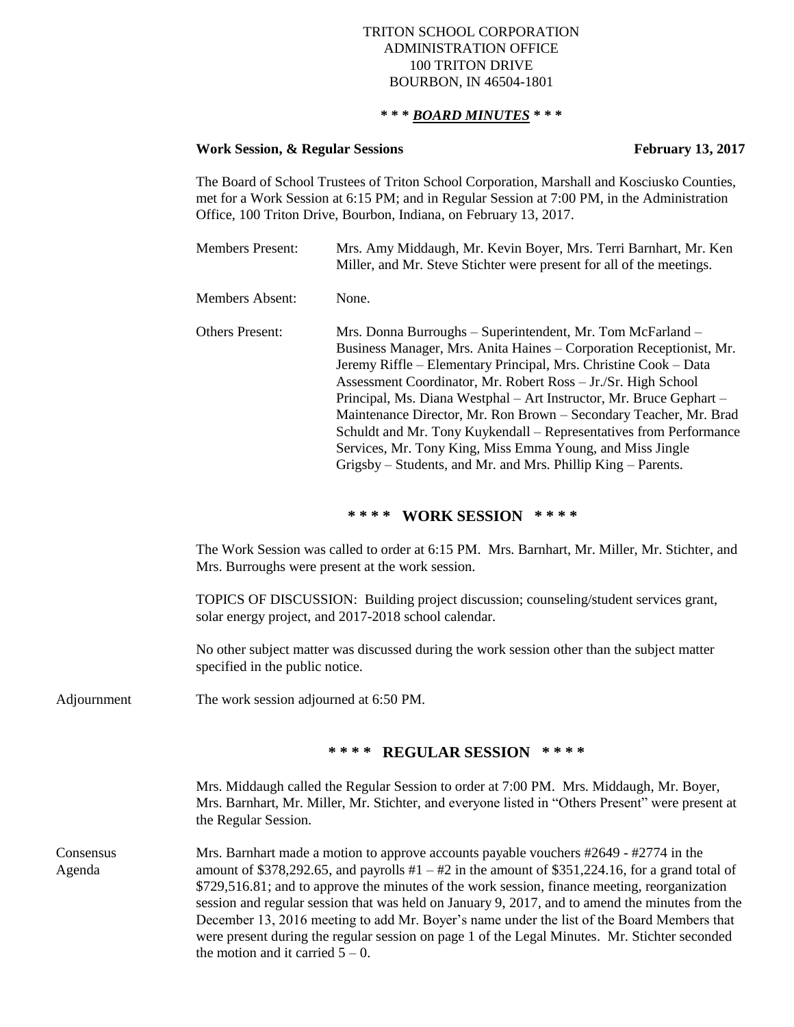TRITON SCHOOL CORPORATION
ADMINISTRATION OFFICE
100 TRITON DRIVE
BOURBON, IN 46504-1801

**\* \* \* *BOARD MINUTES* \* \* \***

**Work Session, & Regular Sessions** **February 13, 2017**

The Board of School Trustees of Triton School Corporation, Marshall and Kosciusko Counties, met for a Work Session at 6:15 PM; and in Regular Session at 7:00 PM, in the Administration Office, 100 Triton Drive, Bourbon, Indiana, on February 13, 2017.

Members Present: Mrs. Amy Middaugh, Mr. Kevin Boyer, Mrs. Terri Barnhart, Mr. Ken Miller, and Mr. Steve Stichter were present for all of the meetings.

Members Absent: None.

Others Present: Mrs. Donna Burroughs – Superintendent, Mr. Tom McFarland – Business Manager, Mrs. Anita Haines – Corporation Receptionist, Mr. Jeremy Riffle – Elementary Principal, Mrs. Christine Cook – Data Assessment Coordinator, Mr. Robert Ross – Jr./Sr. High School Principal, Ms. Diana Westphal – Art Instructor, Mr. Bruce Gephart – Maintenance Director, Mr. Ron Brown – Secondary Teacher, Mr. Brad Schuldt and Mr. Tony Kuykendall – Representatives from Performance Services, Mr. Tony King, Miss Emma Young, and Miss Jingle Grigsby – Students, and Mr. and Mrs. Phillip King – Parents.

## * * * * WORK SESSION * * * *

The Work Session was called to order at 6:15 PM. Mrs. Barnhart, Mr. Miller, Mr. Stichter, and Mrs. Burroughs were present at the work session.

TOPICS OF DISCUSSION: Building project discussion; counseling/student services grant, solar energy project, and 2017-2018 school calendar.

No other subject matter was discussed during the work session other than the subject matter specified in the public notice.

Adjournment — The work session adjourned at 6:50 PM.

## * * * * REGULAR SESSION * * * *

Mrs. Middaugh called the Regular Session to order at 7:00 PM. Mrs. Middaugh, Mr. Boyer, Mrs. Barnhart, Mr. Miller, Mr. Stichter, and everyone listed in "Others Present" were present at the Regular Session.

Consensus Agenda — Mrs. Barnhart made a motion to approve accounts payable vouchers #2649 - #2774 in the amount of $378,292.65, and payrolls #1 – #2 in the amount of $351,224.16, for a grand total of $729,516.81; and to approve the minutes of the work session, finance meeting, reorganization session and regular session that was held on January 9, 2017, and to amend the minutes from the December 13, 2016 meeting to add Mr. Boyer's name under the list of the Board Members that were present during the regular session on page 1 of the Legal Minutes. Mr. Stichter seconded the motion and it carried 5 – 0.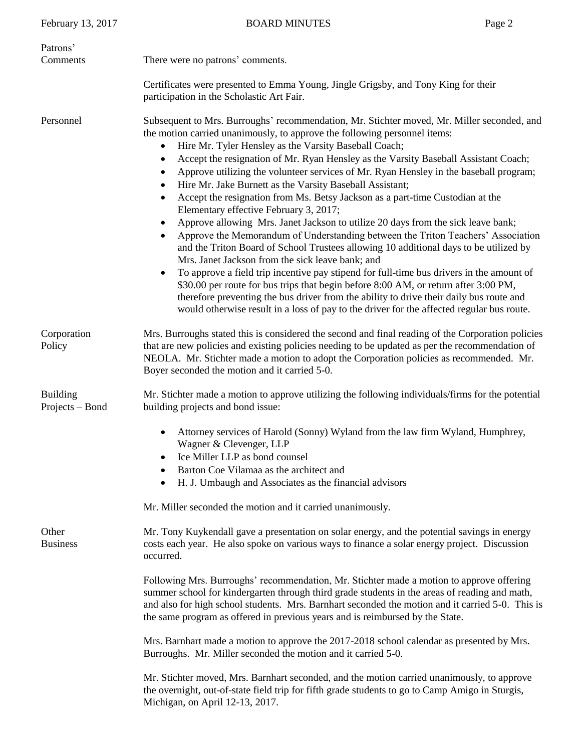**Patrons' Comments**

There were no patrons' comments.

Certificates were presented to Emma Young, Jingle Grigsby, and Tony King for their participation in the Scholastic Art Fair.

**Personnel**

Subsequent to Mrs. Burroughs' recommendation, Mr. Stichter moved, Mr. Miller seconded, and the motion carried unanimously, to approve the following personnel items:

- Hire Mr. Tyler Hensley as the Varsity Baseball Coach;
- Accept the resignation of Mr. Ryan Hensley as the Varsity Baseball Assistant Coach;
- Approve utilizing the volunteer services of Mr. Ryan Hensley in the baseball program;
- Hire Mr. Jake Burnett as the Varsity Baseball Assistant;
- Accept the resignation from Ms. Betsy Jackson as a part-time Custodian at the Elementary effective February 3, 2017;
- Approve allowing Mrs. Janet Jackson to utilize 20 days from the sick leave bank;
- Approve the Memorandum of Understanding between the Triton Teachers' Association and the Triton Board of School Trustees allowing 10 additional days to be utilized by Mrs. Janet Jackson from the sick leave bank; and
- To approve a field trip incentive pay stipend for full-time bus drivers in the amount of $30.00 per route for bus trips that begin before 8:00 AM, or return after 3:00 PM, therefore preventing the bus driver from the ability to drive their daily bus route and would otherwise result in a loss of pay to the driver for the affected regular bus route.

**Corporation Policy**

Mrs. Burroughs stated this is considered the second and final reading of the Corporation policies that are new policies and existing policies needing to be updated as per the recommendation of NEOLA. Mr. Stichter made a motion to adopt the Corporation policies as recommended. Mr. Boyer seconded the motion and it carried 5-0.

**Building Projects – Bond**

Mr. Stichter made a motion to approve utilizing the following individuals/firms for the potential building projects and bond issue:

- Attorney services of Harold (Sonny) Wyland from the law firm Wyland, Humphrey, Wagner & Clevenger, LLP
- Ice Miller LLP as bond counsel
- Barton Coe Vilamaa as the architect and
- H. J. Umbaugh and Associates as the financial advisors

Mr. Miller seconded the motion and it carried unanimously.

**Other Business**

Mr. Tony Kuykendall gave a presentation on solar energy, and the potential savings in energy costs each year. He also spoke on various ways to finance a solar energy project. Discussion occurred.

Following Mrs. Burroughs' recommendation, Mr. Stichter made a motion to approve offering summer school for kindergarten through third grade students in the areas of reading and math, and also for high school students. Mrs. Barnhart seconded the motion and it carried 5-0. This is the same program as offered in previous years and is reimbursed by the State.

Mrs. Barnhart made a motion to approve the 2017-2018 school calendar as presented by Mrs. Burroughs. Mr. Miller seconded the motion and it carried 5-0.

Mr. Stichter moved, Mrs. Barnhart seconded, and the motion carried unanimously, to approve the overnight, out-of-state field trip for fifth grade students to go to Camp Amigo in Sturgis, Michigan, on April 12-13, 2017.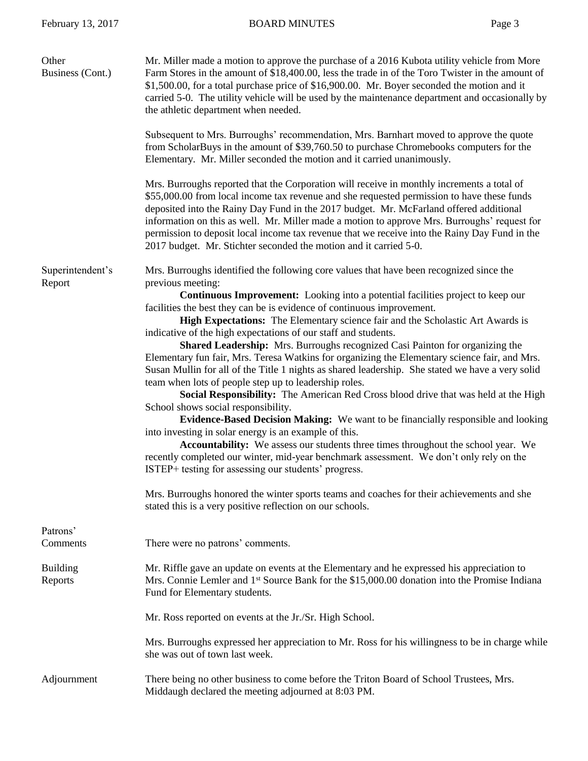**Other Business (Cont.)**

Mr. Miller made a motion to approve the purchase of a 2016 Kubota utility vehicle from More Farm Stores in the amount of $18,400.00, less the trade in of the Toro Twister in the amount of $1,500.00, for a total purchase price of $16,900.00. Mr. Boyer seconded the motion and it carried 5-0. The utility vehicle will be used by the maintenance department and occasionally by the athletic department when needed.

Subsequent to Mrs. Burroughs' recommendation, Mrs. Barnhart moved to approve the quote from ScholarBuys in the amount of $39,760.50 to purchase Chromebooks computers for the Elementary. Mr. Miller seconded the motion and it carried unanimously.

Mrs. Burroughs reported that the Corporation will receive in monthly increments a total of $55,000.00 from local income tax revenue and she requested permission to have these funds deposited into the Rainy Day Fund in the 2017 budget. Mr. McFarland offered additional information on this as well. Mr. Miller made a motion to approve Mrs. Burroughs' request for permission to deposit local income tax revenue that we receive into the Rainy Day Fund in the 2017 budget. Mr. Stichter seconded the motion and it carried 5-0.

**Superintendent's Report**

Mrs. Burroughs identified the following core values that have been recognized since the previous meeting:

**Continuous Improvement:** Looking into a potential facilities project to keep our facilities the best they can be is evidence of continuous improvement.

**High Expectations:** The Elementary science fair and the Scholastic Art Awards is indicative of the high expectations of our staff and students.

**Shared Leadership:** Mrs. Burroughs recognized Casi Painton for organizing the Elementary fun fair, Mrs. Teresa Watkins for organizing the Elementary science fair, and Mrs. Susan Mullin for all of the Title 1 nights as shared leadership. She stated we have a very solid team when lots of people step up to leadership roles.

**Social Responsibility:** The American Red Cross blood drive that was held at the High School shows social responsibility.

**Evidence-Based Decision Making:** We want to be financially responsible and looking into investing in solar energy is an example of this.

**Accountability:** We assess our students three times throughout the school year. We recently completed our winter, mid-year benchmark assessment. We don't only rely on the ISTEP+ testing for assessing our students' progress.

Mrs. Burroughs honored the winter sports teams and coaches for their achievements and she stated this is a very positive reflection on our schools.

**Patrons' Comments**

There were no patrons' comments.

**Building Reports**

Mr. Riffle gave an update on events at the Elementary and he expressed his appreciation to Mrs. Connie Lemler and 1st Source Bank for the $15,000.00 donation into the Promise Indiana Fund for Elementary students.

Mr. Ross reported on events at the Jr./Sr. High School.

Mrs. Burroughs expressed her appreciation to Mr. Ross for his willingness to be in charge while she was out of town last week.

**Adjournment**

There being no other business to come before the Triton Board of School Trustees, Mrs. Middaugh declared the meeting adjourned at 8:03 PM.